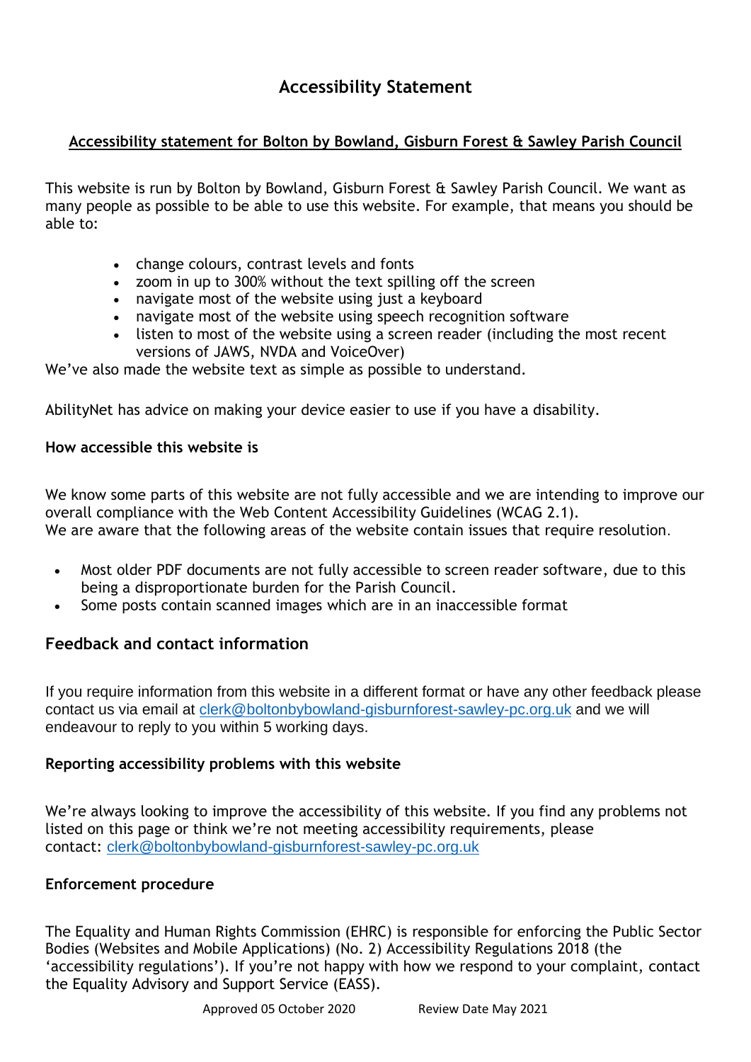# Accessibility Statement

## Accessibility statement for Bolton by Bowland, Gisburn Forest & Sawley Parish Council

This website is run by Bolton by Bowland, Gisburn Forest & Sawley Parish Council. We want as many people as possible to be able to use this website. For example, that means you should be able to:

- change colours, contrast levels and fonts
- zoom in up to 300% without the text spilling off the screen
- navigate most of the website using just a keyboard
- navigate most of the website using speech recognition software
- listen to most of the website using a screen reader (including the most recent versions of JAWS, NVDA and VoiceOver)

We've also made the website text as simple as possible to understand.

AbilityNet has advice on making your device easier to use if you have a disability.

### How accessible this website is

We know some parts of this website are not fully accessible and we are intending to improve our overall compliance with the Web Content Accessibility Guidelines (WCAG 2.1).
We are aware that the following areas of the website contain issues that require resolution.

- Most older PDF documents are not fully accessible to screen reader software, due to this being a disproportionate burden for the Parish Council.
- Some posts contain scanned images which are in an inaccessible format

### Feedback and contact information

If you require information from this website in a different format or have any other feedback please contact us via email at clerk@boltonbybowland-gisburnforest-sawley-pc.org.uk and we will endeavour to reply to you within 5 working days.

### Reporting accessibility problems with this website

We're always looking to improve the accessibility of this website. If you find any problems not listed on this page or think we're not meeting accessibility requirements, please contact: clerk@boltonbybowland-gisburnforest-sawley-pc.org.uk

### Enforcement procedure

The Equality and Human Rights Commission (EHRC) is responsible for enforcing the Public Sector Bodies (Websites and Mobile Applications) (No. 2) Accessibility Regulations 2018 (the 'accessibility regulations'). If you're not happy with how we respond to your complaint, contact the Equality Advisory and Support Service (EASS).

Approved 05 October 2020 Review Date May 2021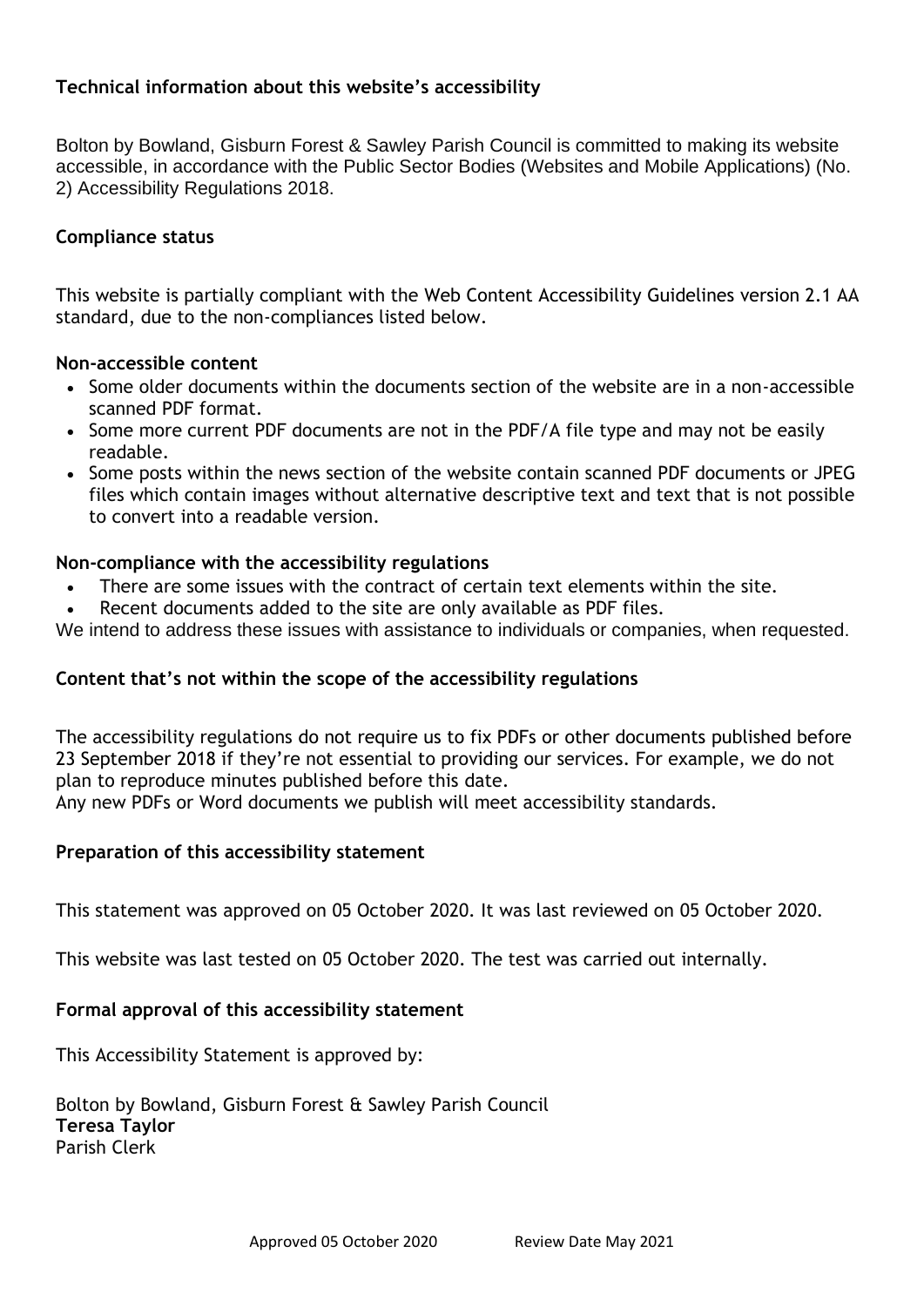## Technical information about this website's accessibility

Bolton by Bowland, Gisburn Forest & Sawley Parish Council is committed to making its website accessible, in accordance with the Public Sector Bodies (Websites and Mobile Applications) (No. 2) Accessibility Regulations 2018.

### Compliance status

This website is partially compliant with the Web Content Accessibility Guidelines version 2.1 AA standard, due to the non-compliances listed below.

### Non-accessible content

- Some older documents within the documents section of the website are in a non-accessible scanned PDF format.
- Some more current PDF documents are not in the PDF/A file type and may not be easily readable.
- Some posts within the news section of the website contain scanned PDF documents or JPEG files which contain images without alternative descriptive text and text that is not possible to convert into a readable version.

### Non-compliance with the accessibility regulations

- There are some issues with the contract of certain text elements within the site.
- Recent documents added to the site are only available as PDF files.

We intend to address these issues with assistance to individuals or companies, when requested.

### Content that's not within the scope of the accessibility regulations

The accessibility regulations do not require us to fix PDFs or other documents published before 23 September 2018 if they're not essential to providing our services. For example, we do not plan to reproduce minutes published before this date.
Any new PDFs or Word documents we publish will meet accessibility standards.

### Preparation of this accessibility statement

This statement was approved on 05 October 2020. It was last reviewed on 05 October 2020.

This website was last tested on 05 October 2020. The test was carried out internally.

### Formal approval of this accessibility statement

This Accessibility Statement is approved by:

Bolton by Bowland, Gisburn Forest & Sawley Parish Council
**Teresa Taylor**
Parish Clerk

Approved 05 October 2020 Review Date May 2021